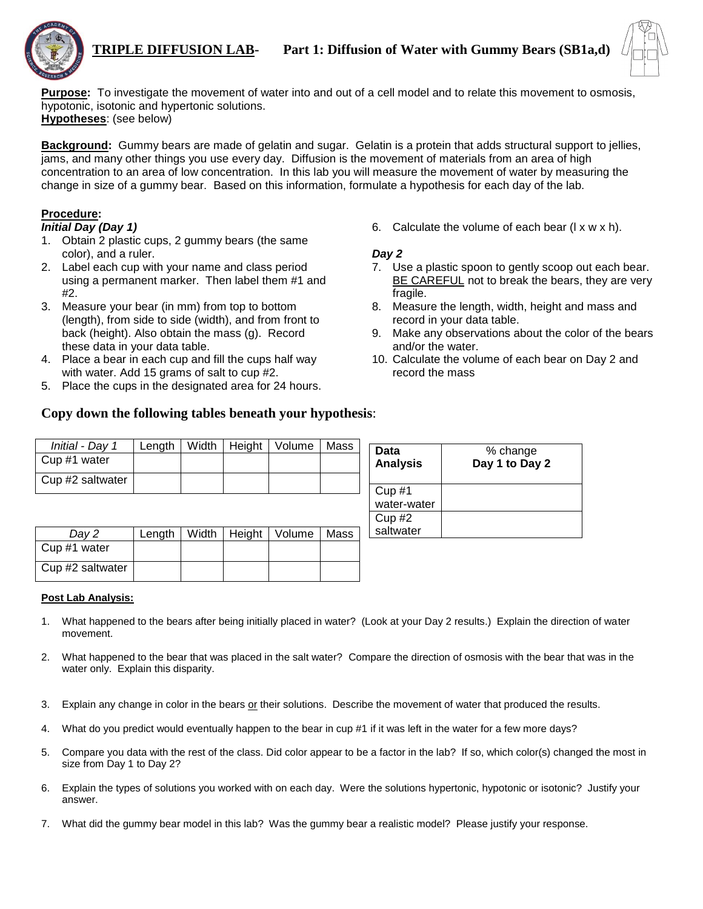# TRIPLE DIFFUSION LAB- Part 1: Diffusion of Water with Gummy Bears (SB1a,d)

**Purpose:** To investigate the movement of water into and out of a cell model and to relate this movement to osmosis, hypotonic, isotonic and hypertonic solutions.

**Hypotheses**: (see below)

**Background:** Gummy bears are made of gelatin and sugar. Gelatin is a protein that adds structural support to jellies, jams, and many other things you use every day. Diffusion is the movement of materials from an area of high concentration to an area of low concentration. In this lab you will measure the movement of water by measuring the change in size of a gummy bear. Based on this information, formulate a hypothesis for each day of the lab.

**Procedure:**

***Initial Day (Day 1)***

1. Obtain 2 plastic cups, 2 gummy bears (the same color), and a ruler.
2. Label each cup with your name and class period using a permanent marker. Then label them #1 and #2.
3. Measure your bear (in mm) from top to bottom (length), from side to side (width), and from front to back (height). Also obtain the mass (g). Record these data in your data table.
4. Place a bear in each cup and fill the cups half way with water. Add 15 grams of salt to cup #2.
5. Place the cups in the designated area for 24 hours.
6. Calculate the volume of each bear (l x w x h).

***Day 2***

7. Use a plastic spoon to gently scoop out each bear. BE CAREFUL not to break the bears, they are very fragile.
8. Measure the length, width, height and mass and record in your data table.
9. Make any observations about the color of the bears and/or the water.
10. Calculate the volume of each bear on Day 2 and record the mass

**Copy down the following tables beneath your hypothesis**:

| *Initial - Day 1* | Length | Width | Height | Volume | Mass |
|---|---|---|---|---|---|
| Cup #1 water | | | | | |
| Cup #2 saltwater | | | | | |

| *Day 2* | Length | Width | Height | Volume | Mass |
|---|---|---|---|---|---|
| Cup #1 water | | | | | |
| Cup #2 saltwater | | | | | |

| **Data Analysis** | % change **Day 1 to Day 2** |
|---|---|
| Cup #1 water-water | |
| Cup #2 saltwater | |

**Post Lab Analysis:**

1. What happened to the bears after being initially placed in water? (Look at your Day 2 results.) Explain the direction of water movement.
2. What happened to the bear that was placed in the salt water? Compare the direction of osmosis with the bear that was in the water only. Explain this disparity.
3. Explain any change in color in the bears or their solutions. Describe the movement of water that produced the results.
4. What do you predict would eventually happen to the bear in cup #1 if it was left in the water for a few more days?
5. Compare you data with the rest of the class. Did color appear to be a factor in the lab? If so, which color(s) changed the most in size from Day 1 to Day 2?
6. Explain the types of solutions you worked with on each day. Were the solutions hypertonic, hypotonic or isotonic? Justify your answer.
7. What did the gummy bear model in this lab? Was the gummy bear a realistic model? Please justify your response.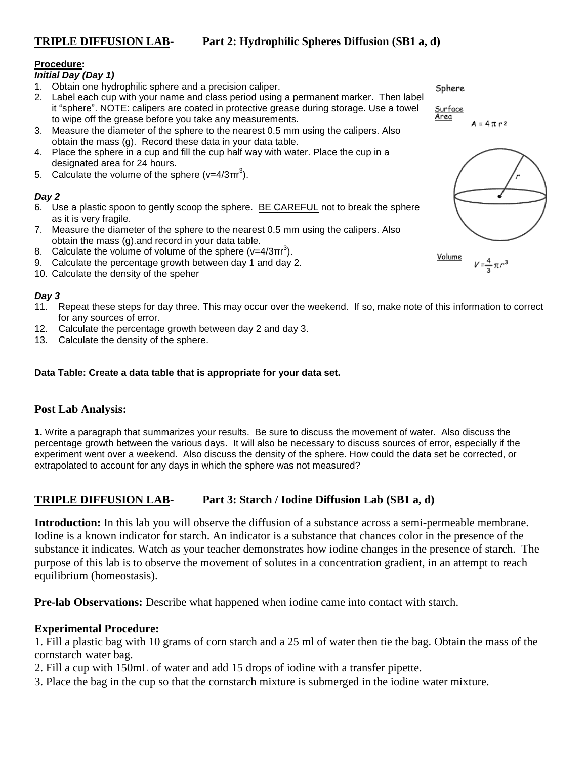## TRIPLE DIFFUSION LAB- Part 2: Hydrophilic Spheres Diffusion (SB1 a, d)

**Procedure:**

***Initial Day (Day 1)***

1. Obtain one hydrophilic sphere and a precision caliper.
2. Label each cup with your name and class period using a permanent marker. Then label it "sphere". NOTE: calipers are coated in protective grease during storage. Use a towel to wipe off the grease before you take any measurements.
3. Measure the diameter of the sphere to the nearest 0.5 mm using the calipers. Also obtain the mass (g). Record these data in your data table.
4. Place the sphere in a cup and fill the cup half way with water. Place the cup in a designated area for 24 hours.
5. Calculate the volume of the sphere ($v=4/3\pi r^3$).

Sphere

Surface Area $A = 4\pi r^2$

Volume $V = \frac{4}{3}\pi r^3$

***Day 2***

6. Use a plastic spoon to gently scoop the sphere. BE CAREFUL not to break the sphere as it is very fragile.
7. Measure the diameter of the sphere to the nearest 0.5 mm using the calipers. Also obtain the mass (g).and record in your data table.
8. Calculate the volume of volume of the sphere ($v=4/3\pi r^3$).
9. Calculate the percentage growth between day 1 and day 2.
10. Calculate the density of the speher

***Day 3***

11. Repeat these steps for day three. This may occur over the weekend. If so, make note of this information to correct for any sources of error.
12. Calculate the percentage growth between day 2 and day 3.
13. Calculate the density of the sphere.

**Data Table: Create a data table that is appropriate for your data set.**

### Post Lab Analysis:

**1.** Write a paragraph that summarizes your results. Be sure to discuss the movement of water. Also discuss the percentage growth between the various days. It will also be necessary to discuss sources of error, especially if the experiment went over a weekend. Also discuss the density of the sphere. How could the data set be corrected, or extrapolated to account for any days in which the sphere was not measured?

## TRIPLE DIFFUSION LAB- Part 3: Starch / Iodine Diffusion Lab (SB1 a, d)

**Introduction:** In this lab you will observe the diffusion of a substance across a semi-permeable membrane. Iodine is a known indicator for starch. An indicator is a substance that chances color in the presence of the substance it indicates. Watch as your teacher demonstrates how iodine changes in the presence of starch. The purpose of this lab is to observe the movement of solutes in a concentration gradient, in an attempt to reach equilibrium (homeostasis).

**Pre-lab Observations:** Describe what happened when iodine came into contact with starch.

**Experimental Procedure:**

1. Fill a plastic bag with 10 grams of corn starch and a 25 ml of water then tie the bag. Obtain the mass of the cornstarch water bag.
2. Fill a cup with 150mL of water and add 15 drops of iodine with a transfer pipette.
3. Place the bag in the cup so that the cornstarch mixture is submerged in the iodine water mixture.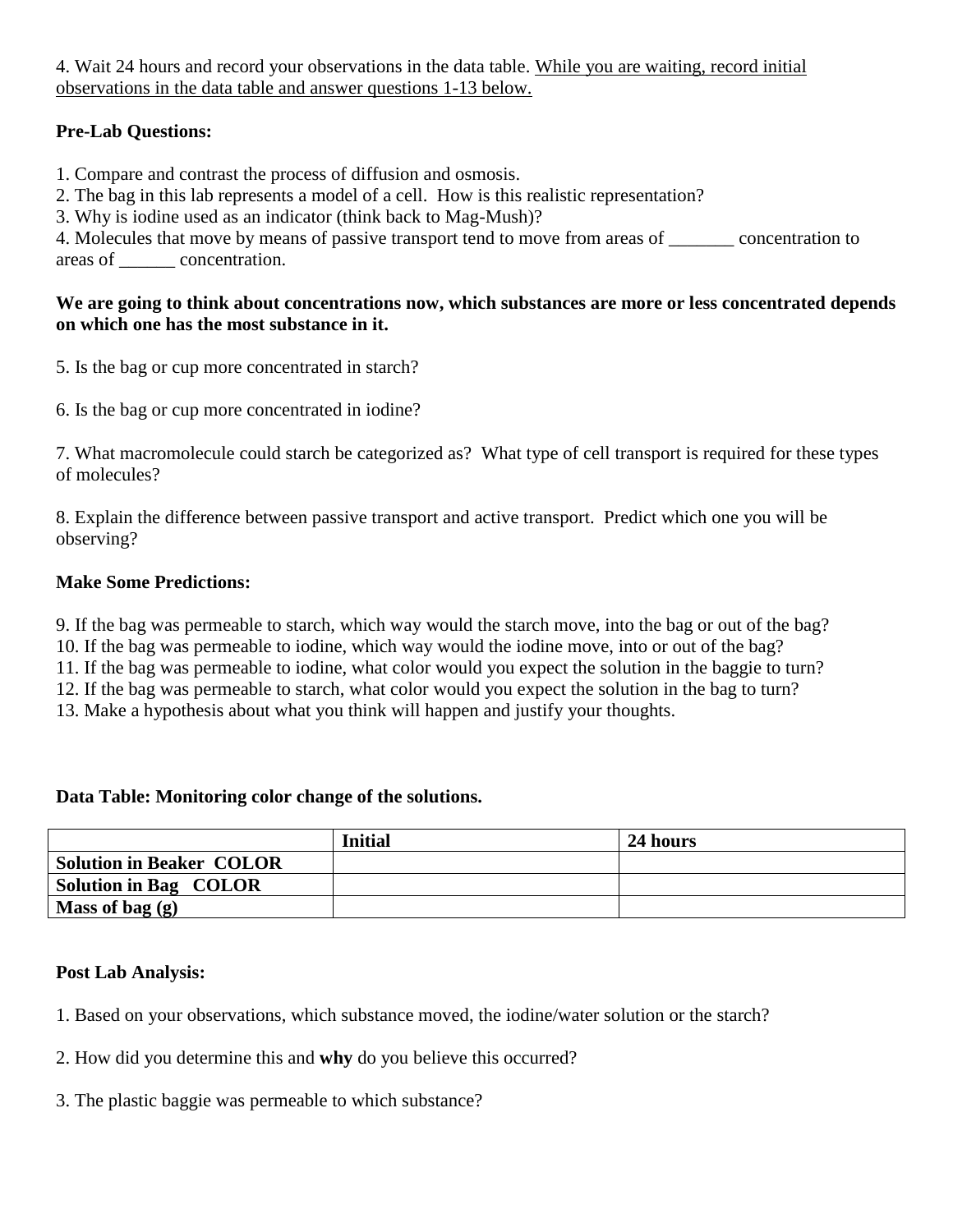4. Wait 24 hours and record your observations in the data table. <u>While you are waiting, record initial observations in the data table and answer questions 1-13 below.</u>

**Pre-Lab Questions:**

1. Compare and contrast the process of diffusion and osmosis.
2. The bag in this lab represents a model of a cell. How is this realistic representation?
3. Why is iodine used as an indicator (think back to Mag-Mush)?
4. Molecules that move by means of passive transport tend to move from areas of _______ concentration to areas of ______ concentration.

**We are going to think about concentrations now, which substances are more or less concentrated depends on which one has the most substance in it.**

5. Is the bag or cup more concentrated in starch?

6. Is the bag or cup more concentrated in iodine?

7. What macromolecule could starch be categorized as? What type of cell transport is required for these types of molecules?

8. Explain the difference between passive transport and active transport. Predict which one you will be observing?

**Make Some Predictions:**

9. If the bag was permeable to starch, which way would the starch move, into the bag or out of the bag?
10. If the bag was permeable to iodine, which way would the iodine move, into or out of the bag?
11. If the bag was permeable to iodine, what color would you expect the solution in the baggie to turn?
12. If the bag was permeable to starch, what color would you expect the solution in the bag to turn?
13. Make a hypothesis about what you think will happen and justify your thoughts.

**Data Table: Monitoring color change of the solutions.**

| | **Initial** | **24 hours** |
|---|---|---|
| **Solution in Beaker COLOR** | | |
| **Solution in Bag COLOR** | | |
| **Mass of bag (g)** | | |

**Post Lab Analysis:**

1. Based on your observations, which substance moved, the iodine/water solution or the starch?

2. How did you determine this and **why** do you believe this occurred?

3. The plastic baggie was permeable to which substance?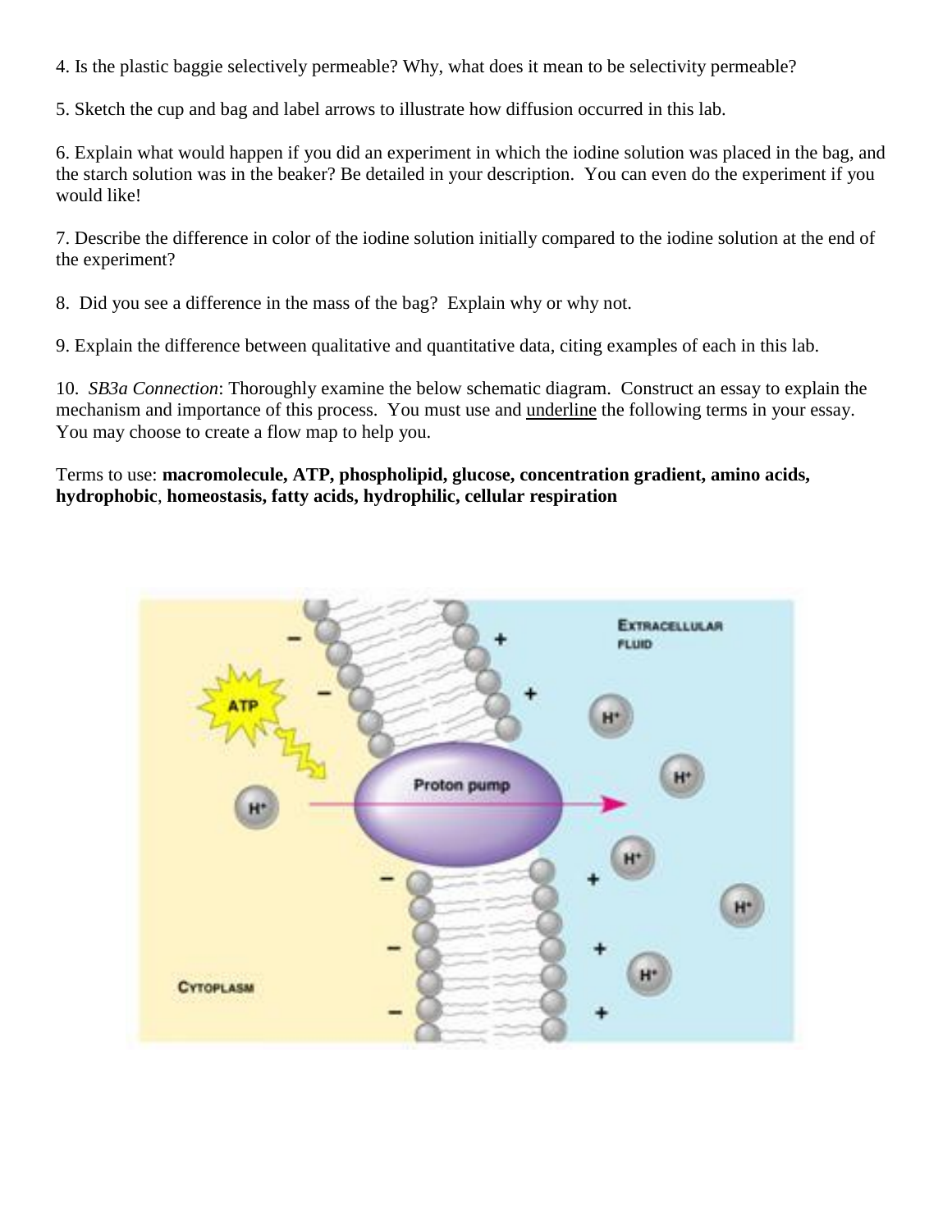4. Is the plastic baggie selectively permeable? Why, what does it mean to be selectivity permeable?

5. Sketch the cup and bag and label arrows to illustrate how diffusion occurred in this lab.

6. Explain what would happen if you did an experiment in which the iodine solution was placed in the bag, and the starch solution was in the beaker? Be detailed in your description. You can even do the experiment if you would like!

7. Describe the difference in color of the iodine solution initially compared to the iodine solution at the end of the experiment?

8. Did you see a difference in the mass of the bag? Explain why or why not.

9. Explain the difference between qualitative and quantitative data, citing examples of each in this lab.

10. *SB3a Connection*: Thoroughly examine the below schematic diagram. Construct an essay to explain the mechanism and importance of this process. You must use and <u>underline</u> the following terms in your essay. You may choose to create a flow map to help you.

Terms to use: **macromolecule, ATP, phospholipid, glucose, concentration gradient, amino acids, hydrophobic**, **homeostasis, fatty acids, hydrophilic, cellular respiration**

EXTRACELLULAR FLUID

ATP

Proton pump

$H^+$

CYTOPLASM